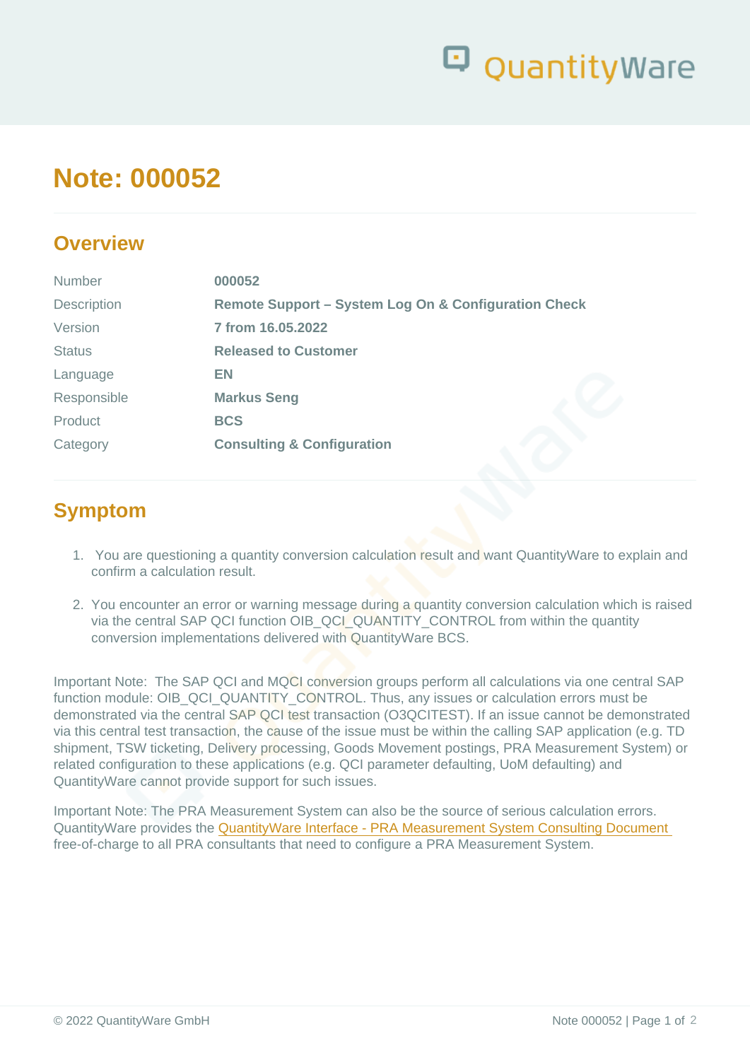# Note: 000052

## Overview

| | |
|---|---|
| Number | **000052** |
| Description | **Remote Support – System Log On & Configuration Check** |
| Version | **7 from 16.05.2022** |
| Status | **Released to Customer** |
| Language | **EN** |
| Responsible | **Markus Seng** |
| Product | **BCS** |
| Category | **Consulting & Configuration** |

## Symptom

1. You are questioning a quantity conversion calculation result and want QuantityWare to explain and confirm a calculation result.

2. You encounter an error or warning message during a quantity conversion calculation which is raised via the central SAP QCI function OIB_QCI_QUANTITY_CONTROL from within the quantity conversion implementations delivered with QuantityWare BCS.

Important Note: The SAP QCI and MQCI conversion groups perform all calculations via one central SAP function module: OIB_QCI_QUANTITY_CONTROL. Thus, any issues or calculation errors must be demonstrated via the central SAP QCI test transaction (O3QCITEST). If an issue cannot be demonstrated via this central test transaction, the cause of the issue must be within the calling SAP application (e.g. TD shipment, TSW ticketing, Delivery processing, Goods Movement postings, PRA Measurement System) or related configuration to these applications (e.g. QCI parameter defaulting, UoM defaulting) and QuantityWare cannot provide support for such issues.

Important Note: The PRA Measurement System can also be the source of serious calculation errors. QuantityWare provides the QuantityWare Interface - PRA Measurement System Consulting Document free-of-charge to all PRA consultants that need to configure a PRA Measurement System.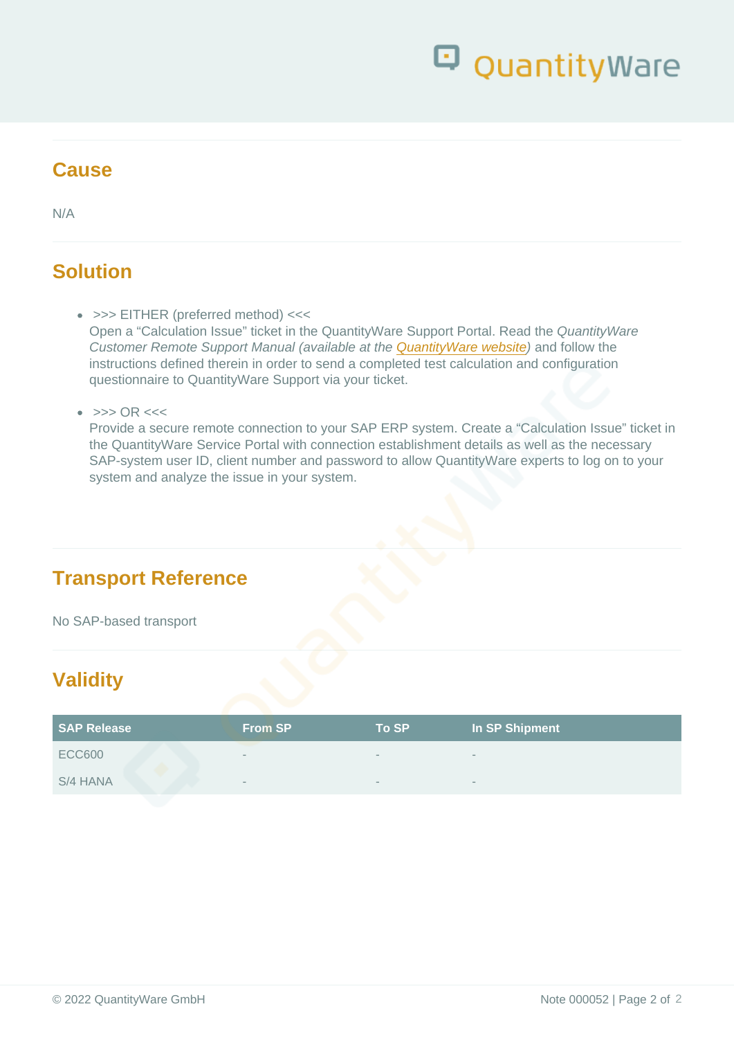## Cause

N/A

## Solution

- >>> EITHER (preferred method) <<<
  Open a "Calculation Issue" ticket in the QuantityWare Support Portal. Read the *QuantityWare Customer Remote Support Manual (available at the [QuantityWare website]*) and follow the instructions defined therein in order to send a completed test calculation and configuration questionnaire to QuantityWare Support via your ticket.

- >>> OR <<<
  Provide a secure remote connection to your SAP ERP system. Create a "Calculation Issue" ticket in the QuantityWare Service Portal with connection establishment details as well as the necessary SAP-system user ID, client number and password to allow QuantityWare experts to log on to your system and analyze the issue in your system.

## Transport Reference

No SAP-based transport

## Validity

| SAP Release | From SP | To SP | In SP Shipment |
|---|---|---|---|
| ECC600 | - | - | - |
| S/4 HANA | - | - | - |